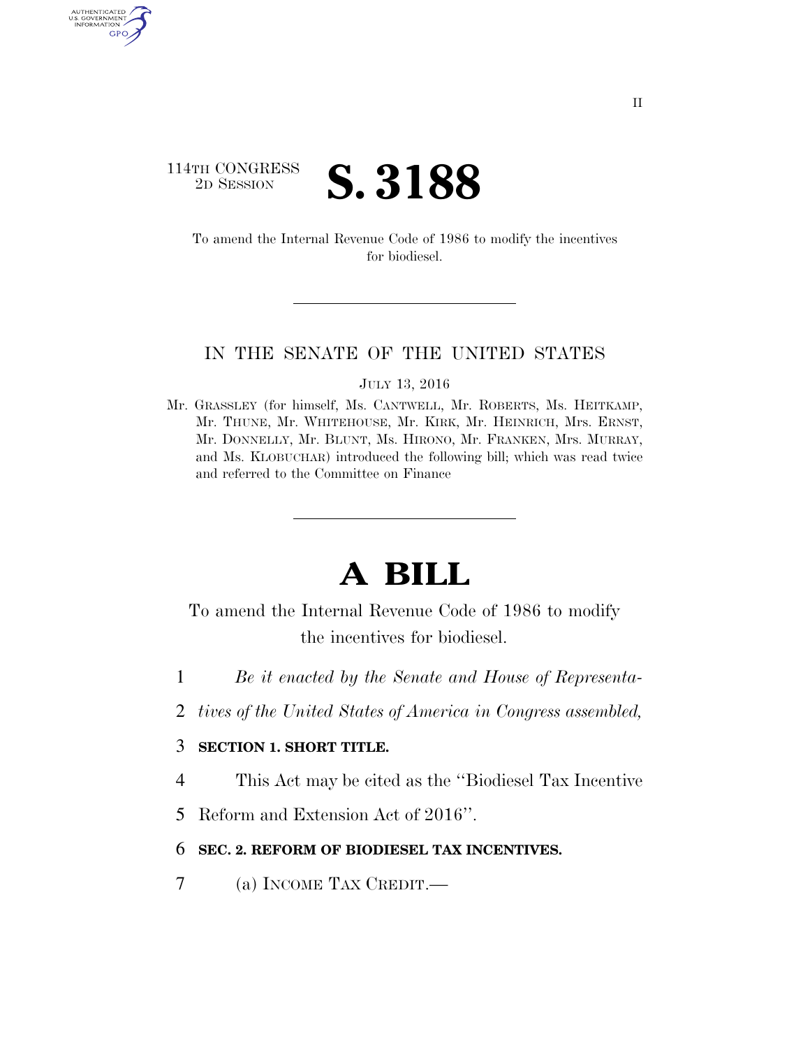114TH CONGRESS
2D SESSION

# S. 3188

To amend the Internal Revenue Code of 1986 to modify the incentives for biodiesel.

IN THE SENATE OF THE UNITED STATES

JULY 13, 2016

Mr. GRASSLEY (for himself, Ms. CANTWELL, Mr. ROBERTS, Ms. HEITKAMP, Mr. THUNE, Mr. WHITEHOUSE, Mr. KIRK, Mr. HEINRICH, Mrs. ERNST, Mr. DONNELLY, Mr. BLUNT, Ms. HIRONO, Mr. FRANKEN, Mrs. MURRAY, and Ms. KLOBUCHAR) introduced the following bill; which was read twice and referred to the Committee on Finance

# A BILL

To amend the Internal Revenue Code of 1986 to modify the incentives for biodiesel.

1 *Be it enacted by the Senate and House of Representa-*
2 *tives of the United States of America in Congress assembled,*

3 **SECTION 1. SHORT TITLE.**

4 This Act may be cited as the ''Biodiesel Tax Incentive
5 Reform and Extension Act of 2016''.

6 **SEC. 2. REFORM OF BIODIESEL TAX INCENTIVES.**

7 (a) INCOME TAX CREDIT.—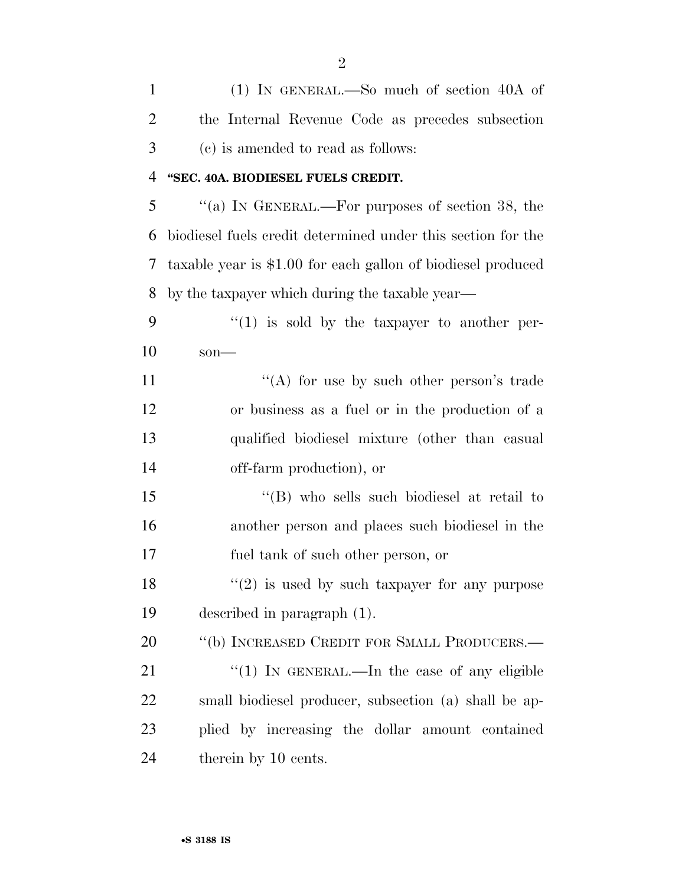(1) IN GENERAL.—So much of section 40A of the Internal Revenue Code as precedes subsection (c) is amended to read as follows:

**"SEC. 40A. BIODIESEL FUELS CREDIT.**

"(a) IN GENERAL.—For purposes of section 38, the biodiesel fuels credit determined under this section for the taxable year is $1.00 for each gallon of biodiesel produced by the taxpayer which during the taxable year—

"(1) is sold by the taxpayer to another person—

"(A) for use by such other person's trade or business as a fuel or in the production of a qualified biodiesel mixture (other than casual off-farm production), or

"(B) who sells such biodiesel at retail to another person and places such biodiesel in the fuel tank of such other person, or

"(2) is used by such taxpayer for any purpose described in paragraph (1).

"(b) INCREASED CREDIT FOR SMALL PRODUCERS.—

"(1) IN GENERAL.—In the case of any eligible small biodiesel producer, subsection (a) shall be applied by increasing the dollar amount contained therein by 10 cents.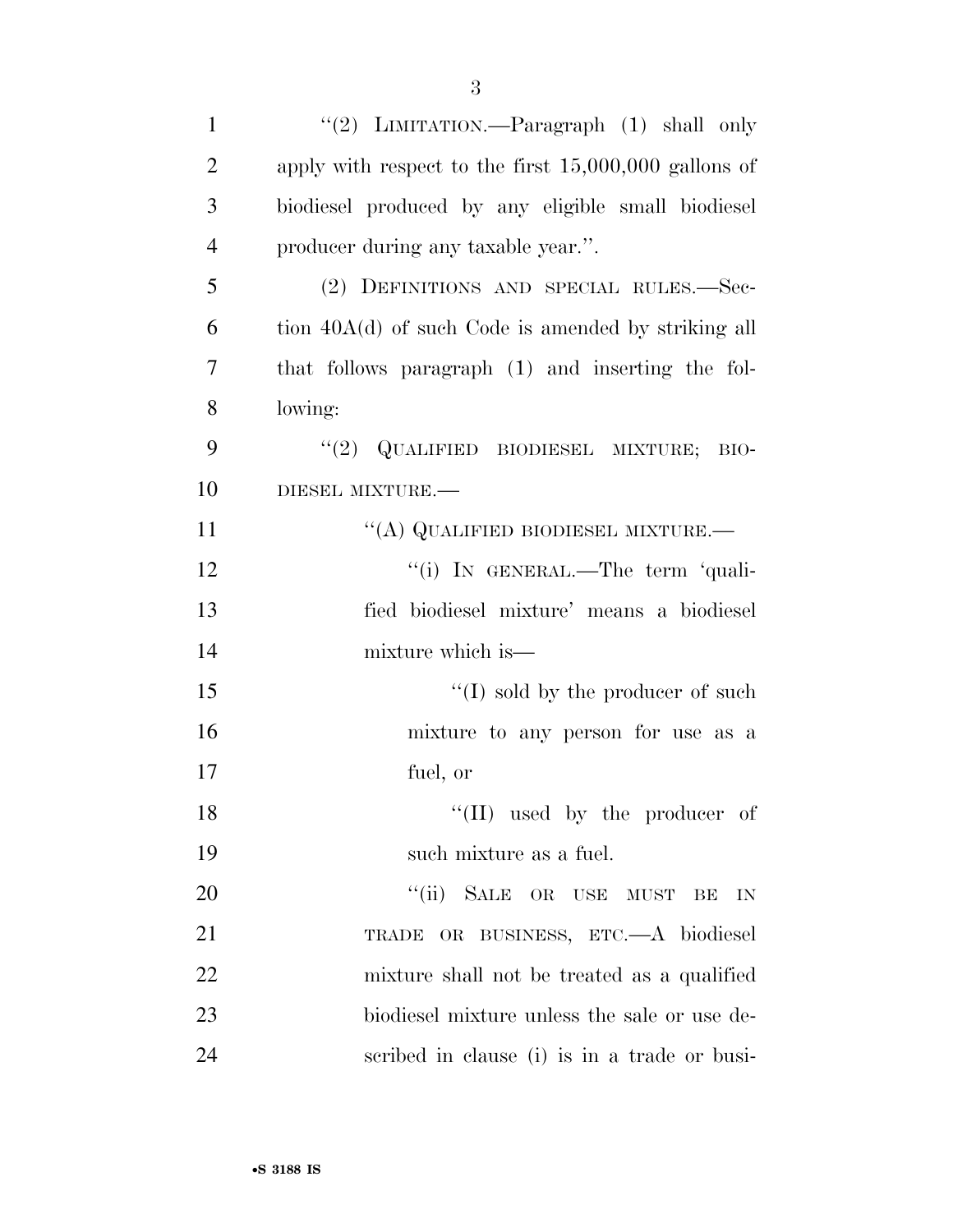"(2) LIMITATION.—Paragraph (1) shall only apply with respect to the first 15,000,000 gallons of biodiesel produced by any eligible small biodiesel producer during any taxable year.".

(2) DEFINITIONS AND SPECIAL RULES.—Section 40A(d) of such Code is amended by striking all that follows paragraph (1) and inserting the following:

"(2) QUALIFIED BIODIESEL MIXTURE; BIODIESEL MIXTURE.—

"(A) QUALIFIED BIODIESEL MIXTURE.—

"(i) IN GENERAL.—The term 'qualified biodiesel mixture' means a biodiesel mixture which is—

"(I) sold by the producer of such mixture to any person for use as a fuel, or

"(II) used by the producer of such mixture as a fuel.

"(ii) SALE OR USE MUST BE IN TRADE OR BUSINESS, ETC.—A biodiesel mixture shall not be treated as a qualified biodiesel mixture unless the sale or use described in clause (i) is in a trade or busi-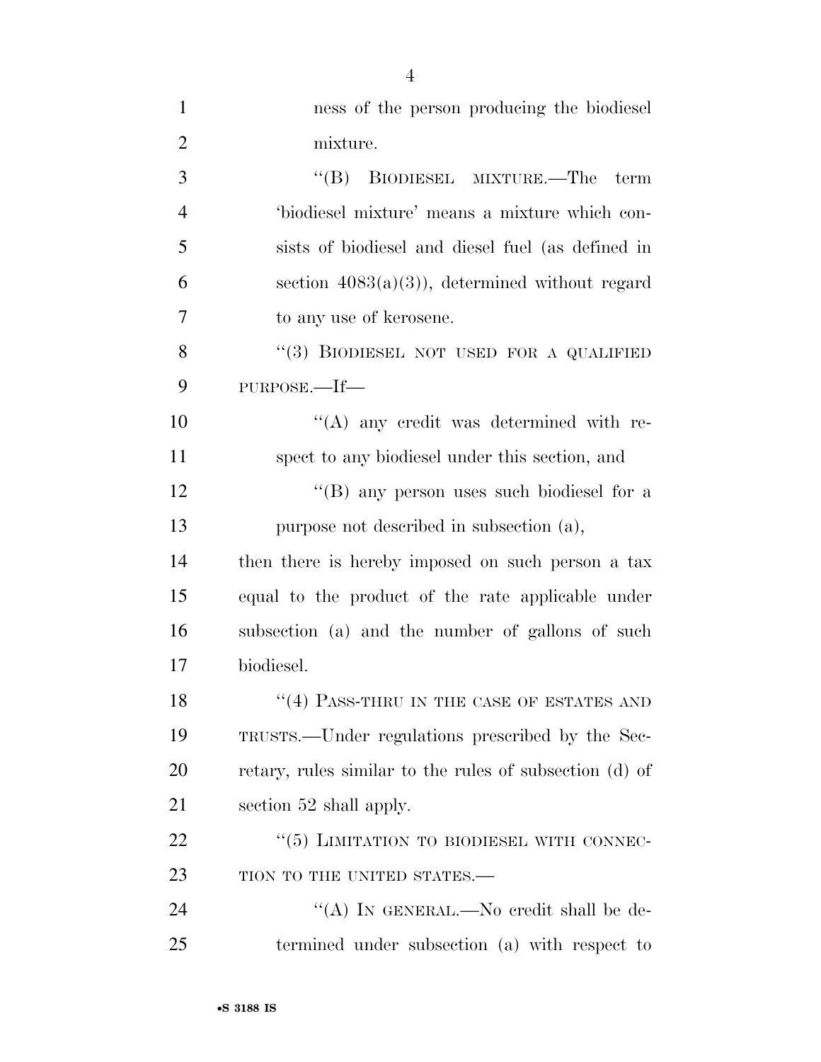ness of the person producing the biodiesel mixture.

"(B) BIODIESEL MIXTURE.—The term 'biodiesel mixture' means a mixture which consists of biodiesel and diesel fuel (as defined in section 4083(a)(3)), determined without regard to any use of kerosene.

"(3) BIODIESEL NOT USED FOR A QUALIFIED PURPOSE.—If—

"(A) any credit was determined with respect to any biodiesel under this section, and

"(B) any person uses such biodiesel for a purpose not described in subsection (a),

then there is hereby imposed on such person a tax equal to the product of the rate applicable under subsection (a) and the number of gallons of such biodiesel.

"(4) PASS-THRU IN THE CASE OF ESTATES AND TRUSTS.—Under regulations prescribed by the Secretary, rules similar to the rules of subsection (d) of section 52 shall apply.

"(5) LIMITATION TO BIODIESEL WITH CONNECTION TO THE UNITED STATES.—

"(A) IN GENERAL.—No credit shall be determined under subsection (a) with respect to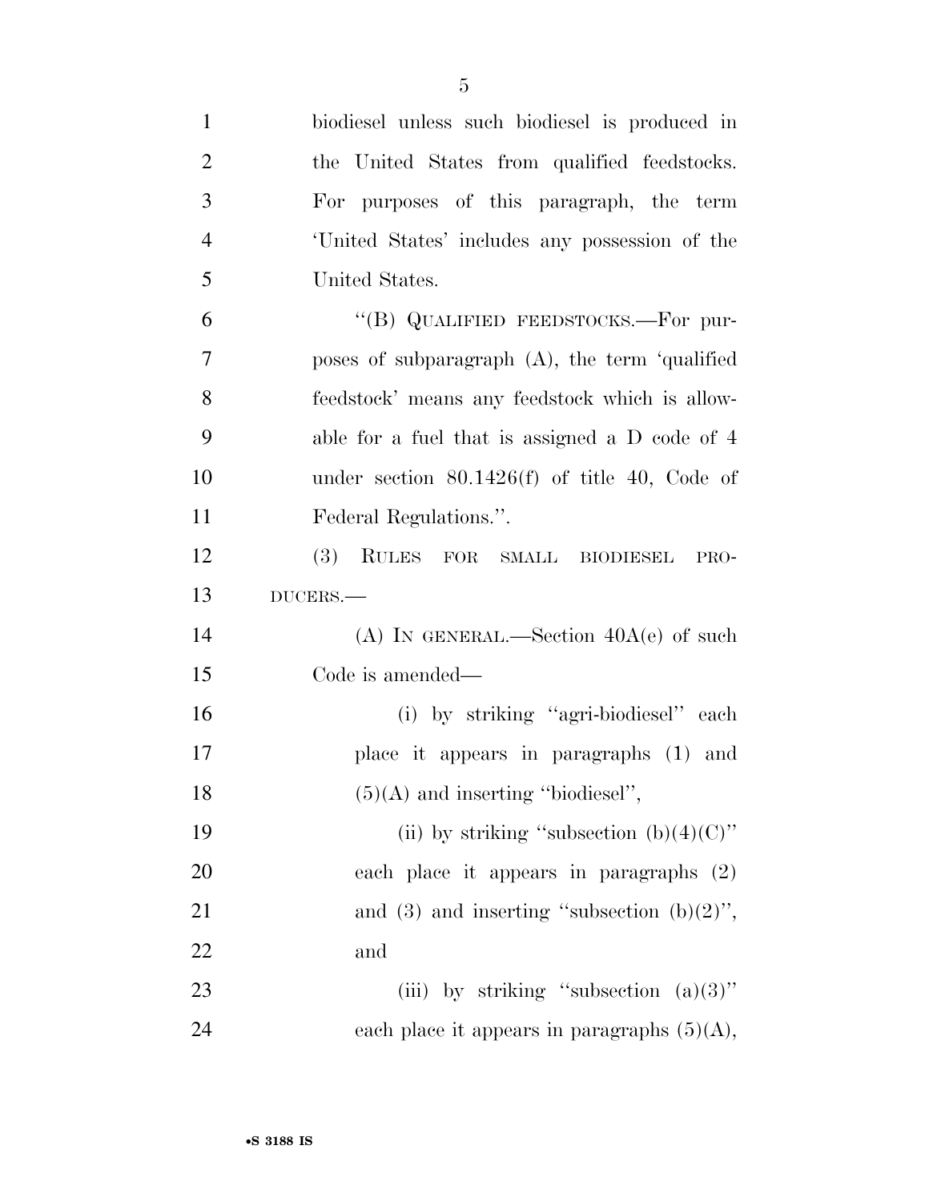biodiesel unless such biodiesel is produced in the United States from qualified feedstocks. For purposes of this paragraph, the term 'United States' includes any possession of the United States.

"(B) QUALIFIED FEEDSTOCKS.—For purposes of subparagraph (A), the term 'qualified feedstock' means any feedstock which is allowable for a fuel that is assigned a D code of 4 under section 80.1426(f) of title 40, Code of Federal Regulations.".

(3) RULES FOR SMALL BIODIESEL PRODUCERS.—

(A) IN GENERAL.—Section 40A(e) of such Code is amended—

(i) by striking "agri-biodiesel" each place it appears in paragraphs (1) and (5)(A) and inserting "biodiesel",

(ii) by striking "subsection (b)(4)(C)" each place it appears in paragraphs (2) and (3) and inserting "subsection (b)(2)", and

(iii) by striking "subsection (a)(3)" each place it appears in paragraphs (5)(A),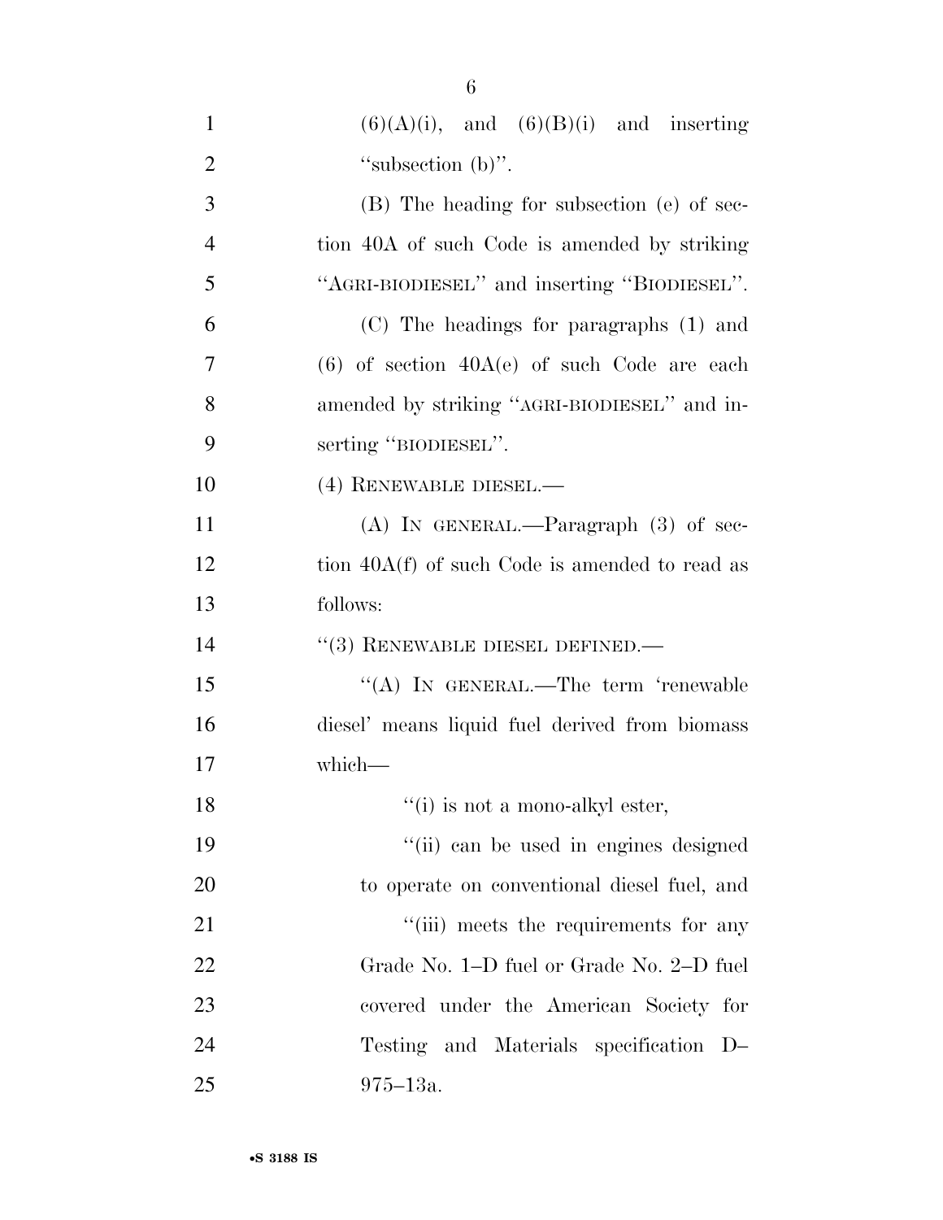(6)(A)(i), and (6)(B)(i) and inserting "subsection (b)".

(B) The heading for subsection (e) of section 40A of such Code is amended by striking "AGRI-BIODIESEL" and inserting "BIODIESEL".

(C) The headings for paragraphs (1) and (6) of section 40A(e) of such Code are each amended by striking "AGRI-BIODIESEL" and inserting "BIODIESEL".

(4) RENEWABLE DIESEL.—

(A) IN GENERAL.—Paragraph (3) of section 40A(f) of such Code is amended to read as follows:

"(3) RENEWABLE DIESEL DEFINED.—

"(A) IN GENERAL.—The term 'renewable diesel' means liquid fuel derived from biomass which—

"(i) is not a mono-alkyl ester,

"(ii) can be used in engines designed to operate on conventional diesel fuel, and

"(iii) meets the requirements for any Grade No. 1–D fuel or Grade No. 2–D fuel covered under the American Society for Testing and Materials specification D–975–13a.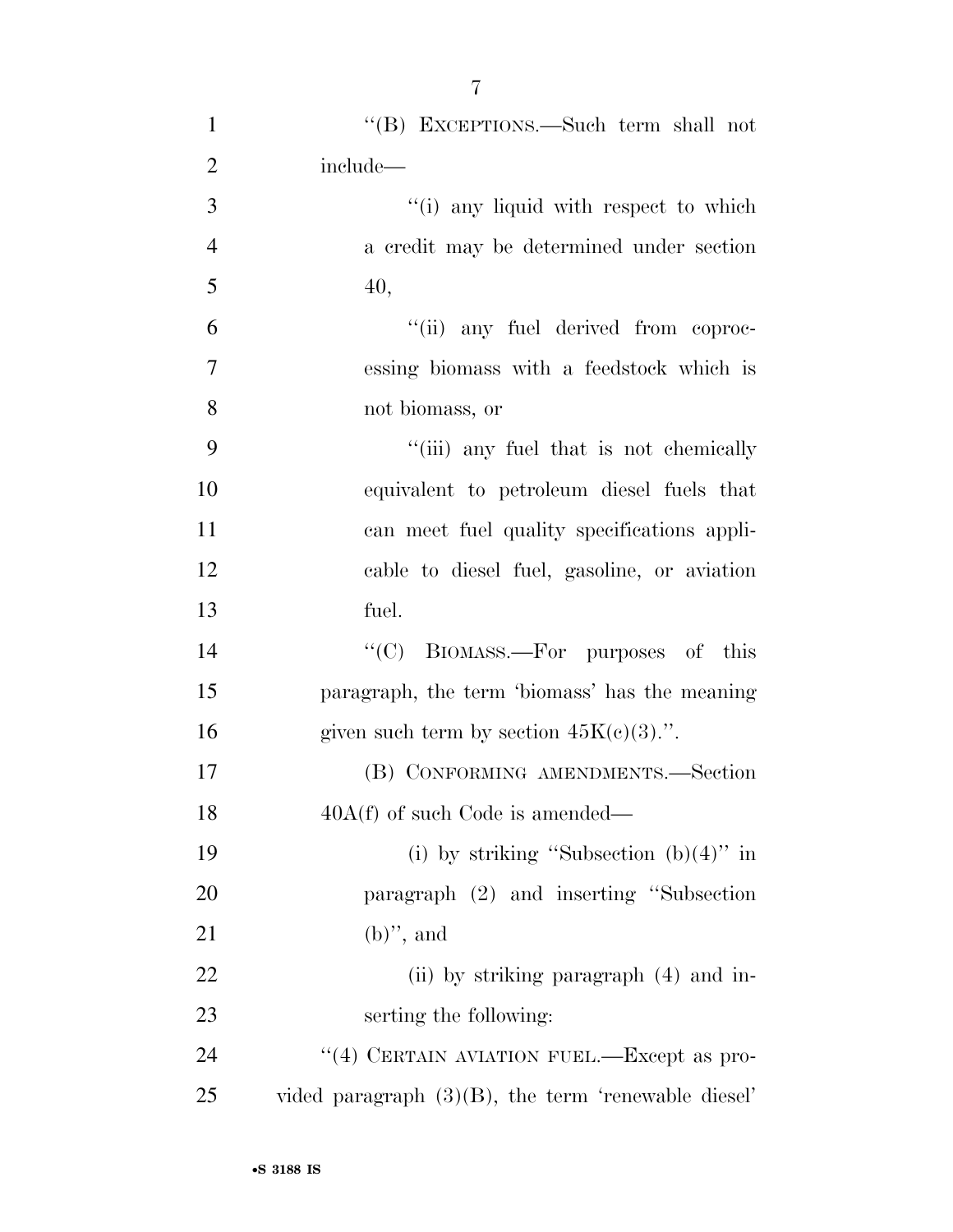"(B) EXCEPTIONS.—Such term shall not include—

"(i) any liquid with respect to which a credit may be determined under section 40,

"(ii) any fuel derived from coprocessing biomass with a feedstock which is not biomass, or

"(iii) any fuel that is not chemically equivalent to petroleum diesel fuels that can meet fuel quality specifications applicable to diesel fuel, gasoline, or aviation fuel.

"(C) BIOMASS.—For purposes of this paragraph, the term 'biomass' has the meaning given such term by section 45K(c)(3).".

(B) CONFORMING AMENDMENTS.—Section 40A(f) of such Code is amended—

(i) by striking "Subsection (b)(4)" in paragraph (2) and inserting "Subsection (b)", and

(ii) by striking paragraph (4) and inserting the following:

"(4) CERTAIN AVIATION FUEL.—Except as provided paragraph (3)(B), the term 'renewable diesel'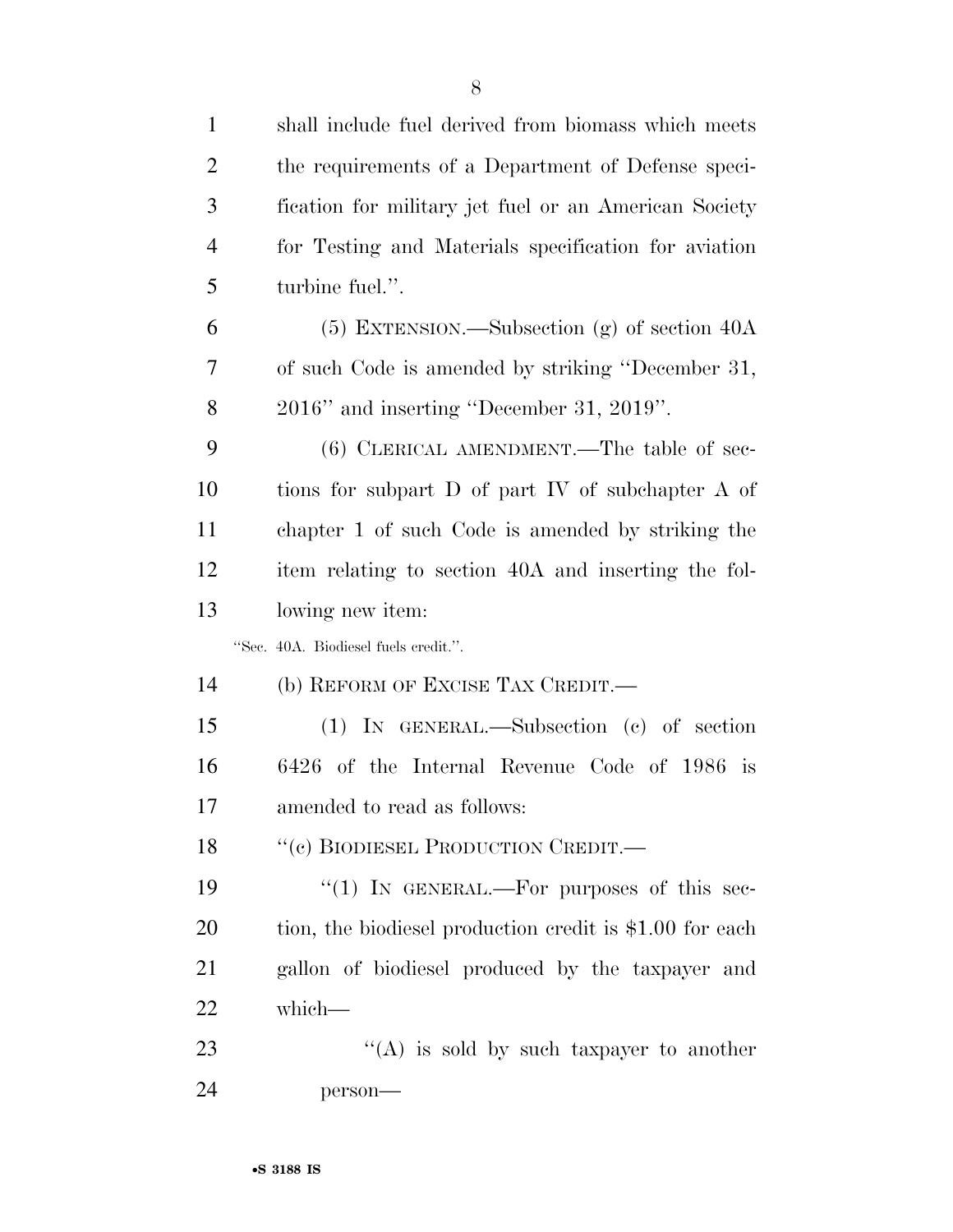shall include fuel derived from biomass which meets the requirements of a Department of Defense specification for military jet fuel or an American Society for Testing and Materials specification for aviation turbine fuel.''.

(5) EXTENSION.—Subsection (g) of section 40A of such Code is amended by striking ''December 31, 2016'' and inserting ''December 31, 2019''.

(6) CLERICAL AMENDMENT.—The table of sections for subpart D of part IV of subchapter A of chapter 1 of such Code is amended by striking the item relating to section 40A and inserting the following new item:

''Sec. 40A. Biodiesel fuels credit.''.

(b) REFORM OF EXCISE TAX CREDIT.—

(1) IN GENERAL.—Subsection (c) of section 6426 of the Internal Revenue Code of 1986 is amended to read as follows:

''(c) BIODIESEL PRODUCTION CREDIT.—

''(1) IN GENERAL.—For purposes of this section, the biodiesel production credit is $1.00 for each gallon of biodiesel produced by the taxpayer and which—

''(A) is sold by such taxpayer to another person—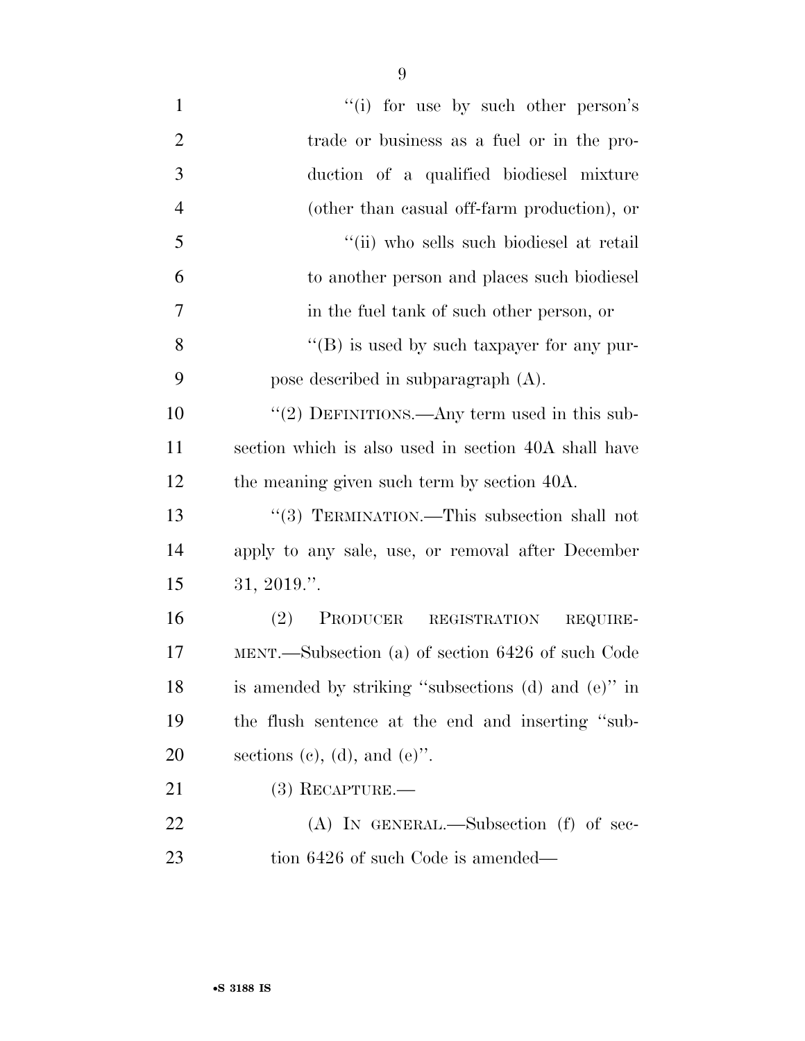''(i) for use by such other person's trade or business as a fuel or in the production of a qualified biodiesel mixture (other than casual off-farm production), or

''(ii) who sells such biodiesel at retail to another person and places such biodiesel in the fuel tank of such other person, or

''(B) is used by such taxpayer for any purpose described in subparagraph (A).

''(2) DEFINITIONS.—Any term used in this subsection which is also used in section 40A shall have the meaning given such term by section 40A.

''(3) TERMINATION.—This subsection shall not apply to any sale, use, or removal after December 31, 2019.''.

(2) PRODUCER REGISTRATION REQUIREMENT.—Subsection (a) of section 6426 of such Code is amended by striking ''subsections (d) and (e)'' in the flush sentence at the end and inserting ''subsections (c), (d), and (e)''.

(3) RECAPTURE.—

(A) IN GENERAL.—Subsection (f) of section 6426 of such Code is amended—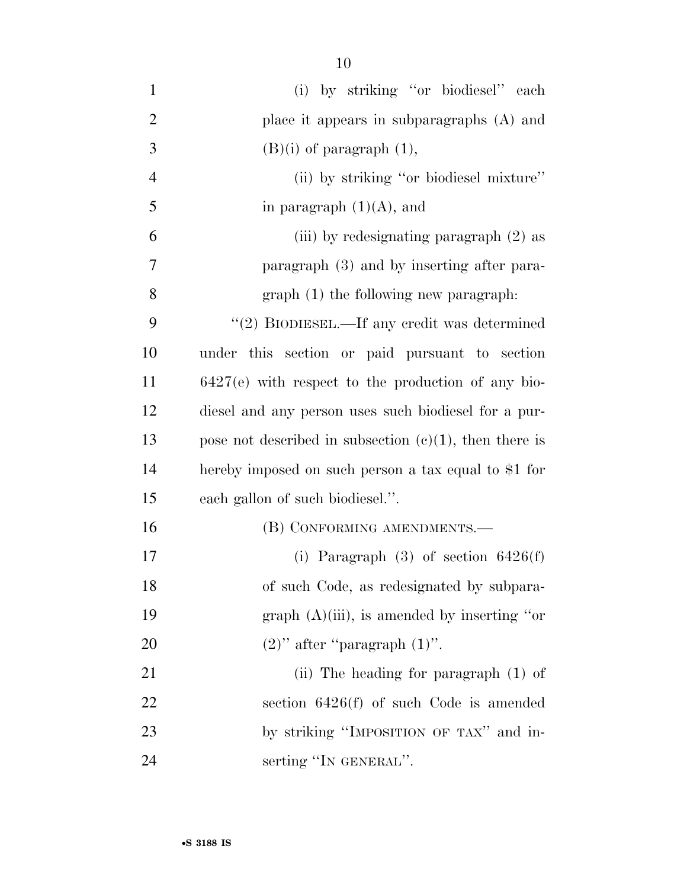(i) by striking "or biodiesel" each place it appears in subparagraphs (A) and (B)(i) of paragraph (1),

(ii) by striking "or biodiesel mixture" in paragraph (1)(A), and

(iii) by redesignating paragraph (2) as paragraph (3) and by inserting after paragraph (1) the following new paragraph:

"(2) BIODIESEL.—If any credit was determined under this section or paid pursuant to section 6427(e) with respect to the production of any biodiesel and any person uses such biodiesel for a purpose not described in subsection (c)(1), then there is hereby imposed on such person a tax equal to $1 for each gallon of such biodiesel.".

(B) CONFORMING AMENDMENTS.—

(i) Paragraph (3) of section 6426(f) of such Code, as redesignated by subparagraph (A)(iii), is amended by inserting "or (2)" after "paragraph (1)".

(ii) The heading for paragraph (1) of section 6426(f) of such Code is amended by striking "IMPOSITION OF TAX" and inserting "IN GENERAL".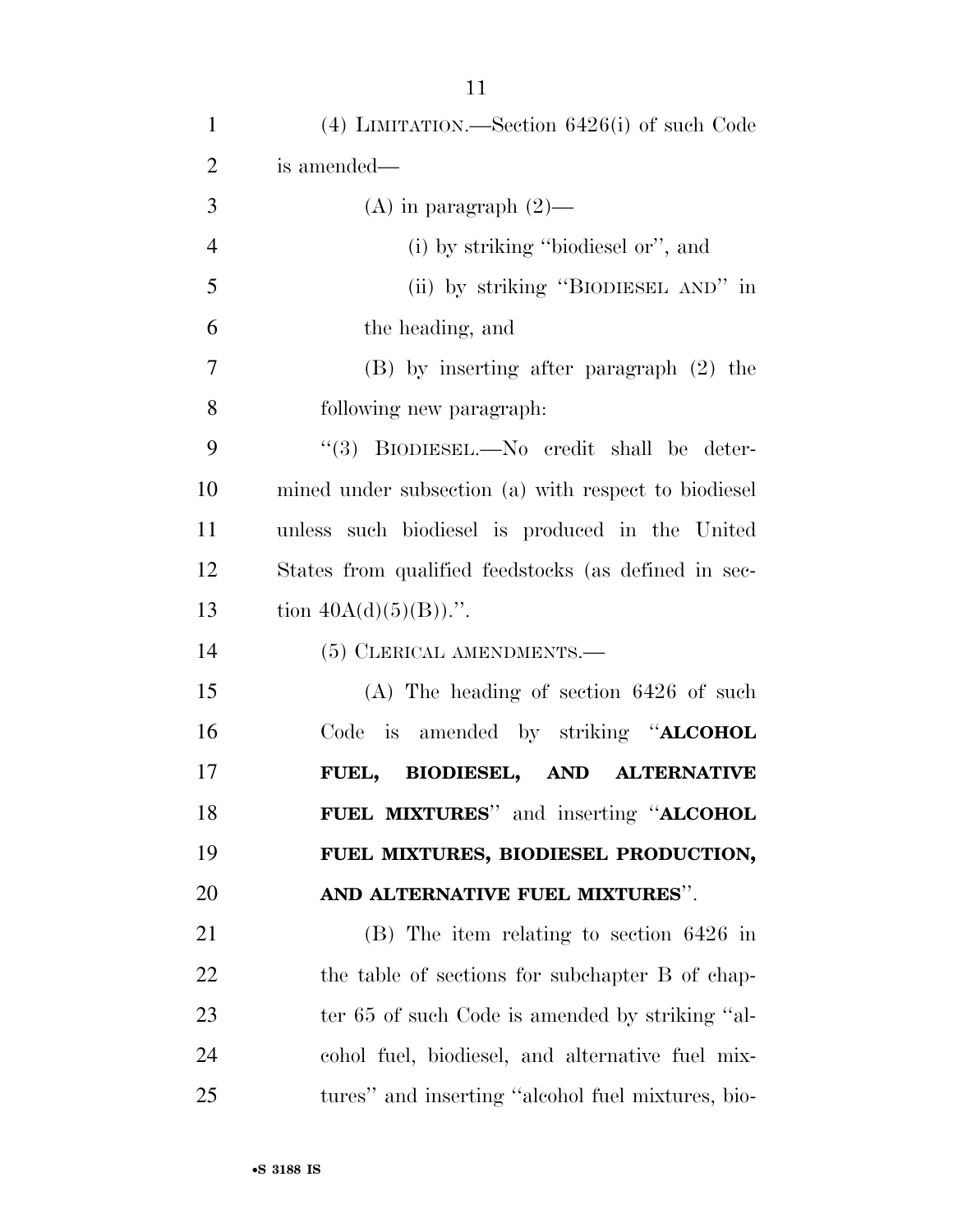(4) LIMITATION.—Section 6426(i) of such Code is amended—

(A) in paragraph (2)—

(i) by striking ''biodiesel or'', and

(ii) by striking ''BIODIESEL AND'' in the heading, and

(B) by inserting after paragraph (2) the following new paragraph:

''(3) BIODIESEL.—No credit shall be determined under subsection (a) with respect to biodiesel unless such biodiesel is produced in the United States from qualified feedstocks (as defined in section 40A(d)(5)(B)).''.

(5) CLERICAL AMENDMENTS.—

(A) The heading of section 6426 of such Code is amended by striking ''**ALCOHOL FUEL, BIODIESEL, AND ALTERNATIVE FUEL MIXTURES**'' and inserting ''**ALCOHOL FUEL MIXTURES, BIODIESEL PRODUCTION, AND ALTERNATIVE FUEL MIXTURES**''.

(B) The item relating to section 6426 in the table of sections for subchapter B of chapter 65 of such Code is amended by striking ''alcohol fuel, biodiesel, and alternative fuel mixtures'' and inserting ''alcohol fuel mixtures, bio-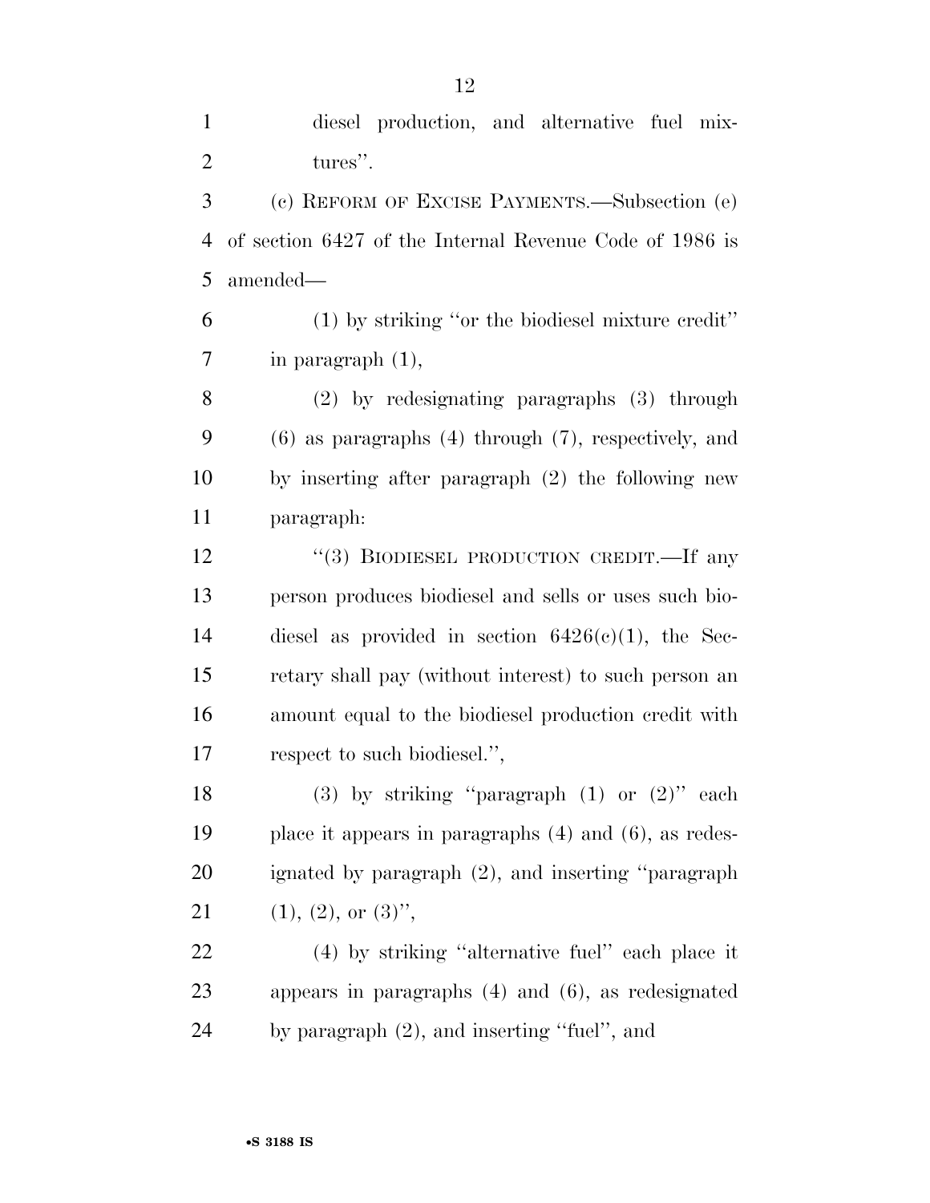diesel production, and alternative fuel mixtures''.

(c) REFORM OF EXCISE PAYMENTS.—Subsection (e) of section 6427 of the Internal Revenue Code of 1986 is amended—

(1) by striking ''or the biodiesel mixture credit'' in paragraph (1),

(2) by redesignating paragraphs (3) through (6) as paragraphs (4) through (7), respectively, and by inserting after paragraph (2) the following new paragraph:

''(3) BIODIESEL PRODUCTION CREDIT.—If any person produces biodiesel and sells or uses such biodiesel as provided in section 6426(c)(1), the Secretary shall pay (without interest) to such person an amount equal to the biodiesel production credit with respect to such biodiesel.'',

(3) by striking ''paragraph (1) or (2)'' each place it appears in paragraphs (4) and (6), as redesignated by paragraph (2), and inserting ''paragraph (1), (2), or (3)'',

(4) by striking ''alternative fuel'' each place it appears in paragraphs (4) and (6), as redesignated by paragraph (2), and inserting ''fuel'', and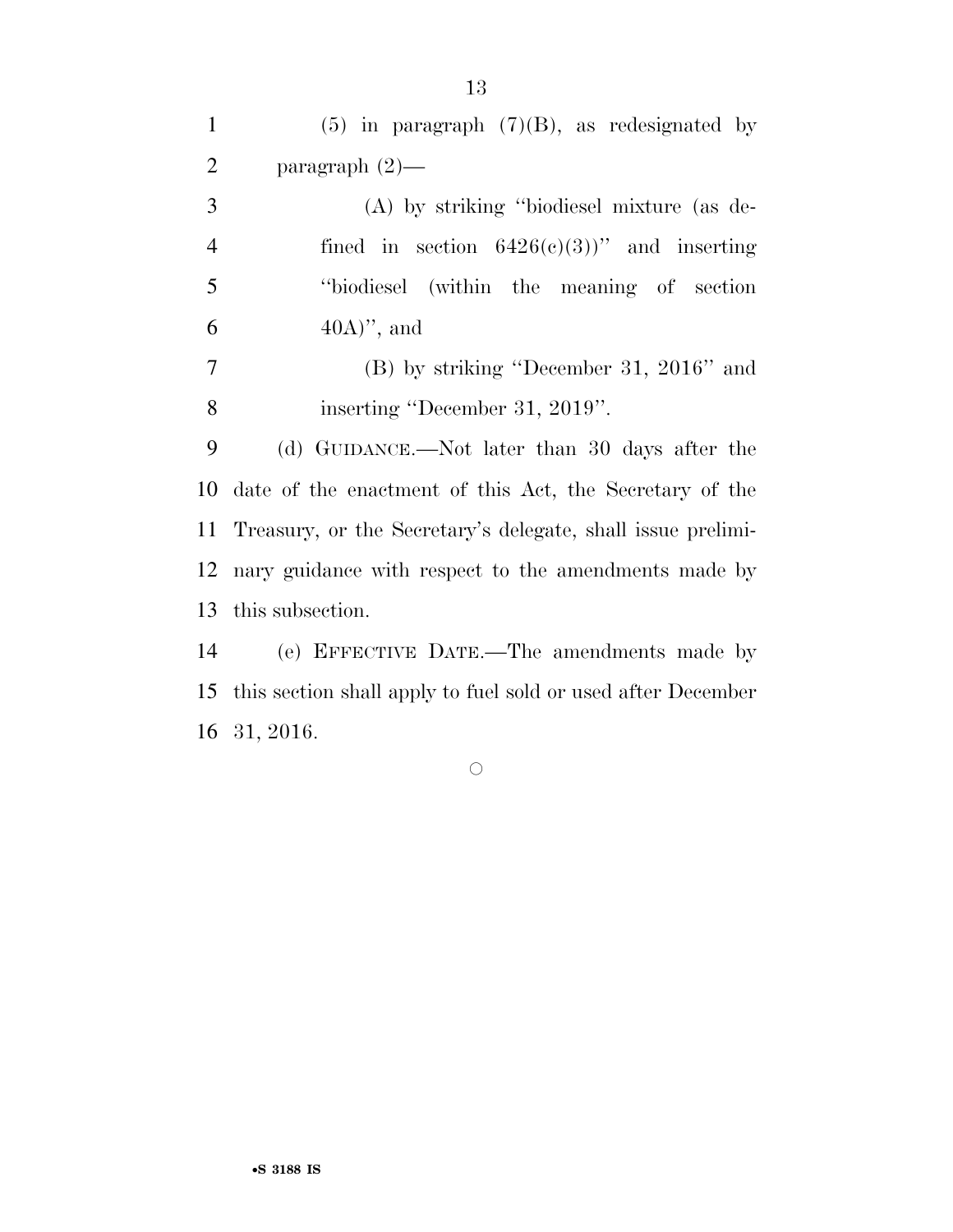(5) in paragraph (7)(B), as redesignated by paragraph (2)—

(A) by striking ''biodiesel mixture (as defined in section 6426(c)(3))'' and inserting ''biodiesel (within the meaning of section 40A)'', and

(B) by striking ''December 31, 2016'' and inserting ''December 31, 2019''.

(d) GUIDANCE.—Not later than 30 days after the date of the enactment of this Act, the Secretary of the Treasury, or the Secretary's delegate, shall issue preliminary guidance with respect to the amendments made by this subsection.

(e) EFFECTIVE DATE.—The amendments made by this section shall apply to fuel sold or used after December 31, 2016.

○